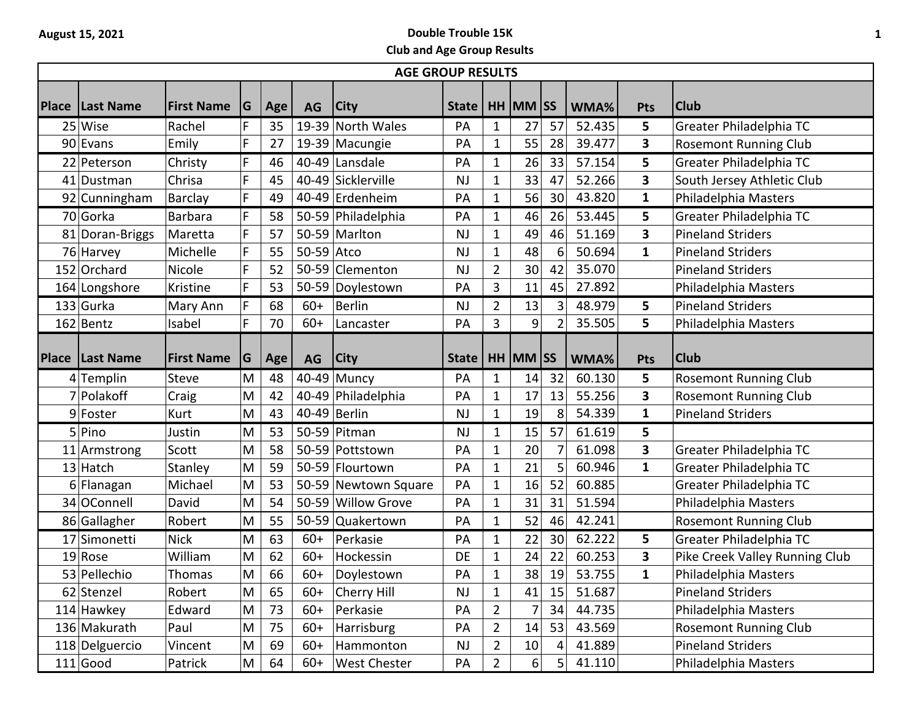August 15, 2021

# Double Trouble 15K

## Club and Age Group Results

### AGE GROUP RESULTS

| Place | Last Name | First Name | G | Age | AG | City | State | HH | MM | SS | WMA% | Pts | Club |
|---|---|---|---|---|---|---|---|---|---|---|---|---|---|
| 25 | Wise | Rachel | F | 35 | 19-39 | North Wales | PA | 1 | 27 | 57 | 52.435 | 5 | Greater Philadelphia TC |
| 90 | Evans | Emily | F | 27 | 19-39 | Macungie | PA | 1 | 55 | 28 | 39.477 | 3 | Rosemont Running Club |
| 22 | Peterson | Christy | F | 46 | 40-49 | Lansdale | PA | 1 | 26 | 33 | 57.154 | 5 | Greater Philadelphia TC |
| 41 | Dustman | Chrisa | F | 45 | 40-49 | Sicklerville | NJ | 1 | 33 | 47 | 52.266 | 3 | South Jersey Athletic Club |
| 92 | Cunningham | Barclay | F | 49 | 40-49 | Erdenheim | PA | 1 | 56 | 30 | 43.820 | 1 | Philadelphia Masters |
| 70 | Gorka | Barbara | F | 58 | 50-59 | Philadelphia | PA | 1 | 46 | 26 | 53.445 | 5 | Greater Philadelphia TC |
| 81 | Doran-Briggs | Maretta | F | 57 | 50-59 | Marlton | NJ | 1 | 49 | 46 | 51.169 | 3 | Pineland Striders |
| 76 | Harvey | Michelle | F | 55 | 50-59 | Atco | NJ | 1 | 48 | 6 | 50.694 | 1 | Pineland Striders |
| 152 | Orchard | Nicole | F | 52 | 50-59 | Clementon | NJ | 2 | 30 | 42 | 35.070 | | Pineland Striders |
| 164 | Longshore | Kristine | F | 53 | 50-59 | Doylestown | PA | 3 | 11 | 45 | 27.892 | | Philadelphia Masters |
| 133 | Gurka | Mary Ann | F | 68 | 60+ | Berlin | NJ | 2 | 13 | 3 | 48.979 | 5 | Pineland Striders |
| 162 | Bentz | Isabel | F | 70 | 60+ | Lancaster | PA | 3 | 9 | 2 | 35.505 | 5 | Philadelphia Masters |

| Place | Last Name | First Name | G | Age | AG | City | State | HH | MM | SS | WMA% | Pts | Club |
|---|---|---|---|---|---|---|---|---|---|---|---|---|---|
| 4 | Templin | Steve | M | 48 | 40-49 | Muncy | PA | 1 | 14 | 32 | 60.130 | 5 | Rosemont Running Club |
| 7 | Polakoff | Craig | M | 42 | 40-49 | Philadelphia | PA | 1 | 17 | 13 | 55.256 | 3 | Rosemont Running Club |
| 9 | Foster | Kurt | M | 43 | 40-49 | Berlin | NJ | 1 | 19 | 8 | 54.339 | 1 | Pineland Striders |
| 5 | Pino | Justin | M | 53 | 50-59 | Pitman | NJ | 1 | 15 | 57 | 61.619 | 5 | |
| 11 | Armstrong | Scott | M | 58 | 50-59 | Pottstown | PA | 1 | 20 | 7 | 61.098 | 3 | Greater Philadelphia TC |
| 13 | Hatch | Stanley | M | 59 | 50-59 | Flourtown | PA | 1 | 21 | 5 | 60.946 | 1 | Greater Philadelphia TC |
| 6 | Flanagan | Michael | M | 53 | 50-59 | Newtown Square | PA | 1 | 16 | 52 | 60.885 | | Greater Philadelphia TC |
| 34 | OConnell | David | M | 54 | 50-59 | Willow Grove | PA | 1 | 31 | 31 | 51.594 | | Philadelphia Masters |
| 86 | Gallagher | Robert | M | 55 | 50-59 | Quakertown | PA | 1 | 52 | 46 | 42.241 | | Rosemont Running Club |
| 17 | Simonetti | Nick | M | 63 | 60+ | Perkasie | PA | 1 | 22 | 30 | 62.222 | 5 | Greater Philadelphia TC |
| 19 | Rose | William | M | 62 | 60+ | Hockessin | DE | 1 | 24 | 22 | 60.253 | 3 | Pike Creek Valley Running Club |
| 53 | Pellechio | Thomas | M | 66 | 60+ | Doylestown | PA | 1 | 38 | 19 | 53.755 | 1 | Philadelphia Masters |
| 62 | Stenzel | Robert | M | 65 | 60+ | Cherry Hill | NJ | 1 | 41 | 15 | 51.687 | | Pineland Striders |
| 114 | Hawkey | Edward | M | 73 | 60+ | Perkasie | PA | 2 | 7 | 34 | 44.735 | | Philadelphia Masters |
| 136 | Makurath | Paul | M | 75 | 60+ | Harrisburg | PA | 2 | 14 | 53 | 43.569 | | Rosemont Running Club |
| 118 | Delguercio | Vincent | M | 69 | 60+ | Hammonton | NJ | 2 | 10 | 4 | 41.889 | | Pineland Striders |
| 111 | Good | Patrick | M | 64 | 60+ | West Chester | PA | 2 | 6 | 5 | 41.110 | | Philadelphia Masters |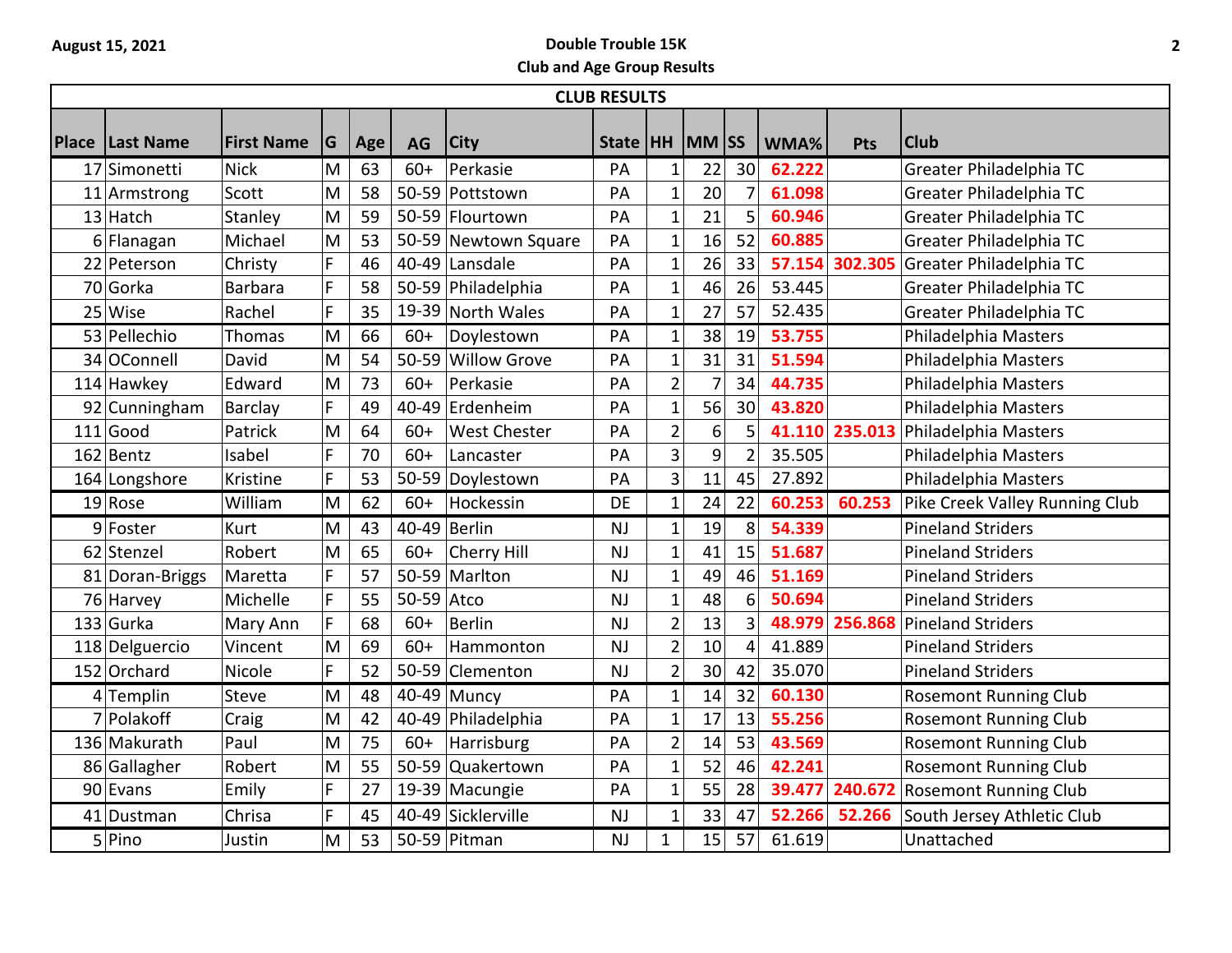August 15, 2021

**Double Trouble 15K**
**Club and Age Group Results**

| CLUB RESULTS | | | | | | | | | | | | | |
|---|---|---|---|---|---|---|---|---|---|---|---|---|---|
| Place | Last Name | First Name | G | Age | AG | City | State | HH | MM | SS | WMA% | Pts | Club |
| 17 | Simonetti | Nick | M | 63 | 60+ | Perkasie | PA | 1 | 22 | 30 | 62.222 | | Greater Philadelphia TC |
| 11 | Armstrong | Scott | M | 58 | 50-59 | Pottstown | PA | 1 | 20 | 7 | 61.098 | | Greater Philadelphia TC |
| 13 | Hatch | Stanley | M | 59 | 50-59 | Flourtown | PA | 1 | 21 | 5 | 60.946 | | Greater Philadelphia TC |
| 6 | Flanagan | Michael | M | 53 | 50-59 | Newtown Square | PA | 1 | 16 | 52 | 60.885 | | Greater Philadelphia TC |
| 22 | Peterson | Christy | F | 46 | 40-49 | Lansdale | PA | 1 | 26 | 33 | 57.154 | 302.305 | Greater Philadelphia TC |
| 70 | Gorka | Barbara | F | 58 | 50-59 | Philadelphia | PA | 1 | 46 | 26 | 53.445 | | Greater Philadelphia TC |
| 25 | Wise | Rachel | F | 35 | 19-39 | North Wales | PA | 1 | 27 | 57 | 52.435 | | Greater Philadelphia TC |
| 53 | Pellechio | Thomas | M | 66 | 60+ | Doylestown | PA | 1 | 38 | 19 | 53.755 | | Philadelphia Masters |
| 34 | OConnell | David | M | 54 | 50-59 | Willow Grove | PA | 1 | 31 | 31 | 51.594 | | Philadelphia Masters |
| 114 | Hawkey | Edward | M | 73 | 60+ | Perkasie | PA | 2 | 7 | 34 | 44.735 | | Philadelphia Masters |
| 92 | Cunningham | Barclay | F | 49 | 40-49 | Erdenheim | PA | 1 | 56 | 30 | 43.820 | | Philadelphia Masters |
| 111 | Good | Patrick | M | 64 | 60+ | West Chester | PA | 2 | 6 | 5 | 41.110 | 235.013 | Philadelphia Masters |
| 162 | Bentz | Isabel | F | 70 | 60+ | Lancaster | PA | 3 | 9 | 2 | 35.505 | | Philadelphia Masters |
| 164 | Longshore | Kristine | F | 53 | 50-59 | Doylestown | PA | 3 | 11 | 45 | 27.892 | | Philadelphia Masters |
| 19 | Rose | William | M | 62 | 60+ | Hockessin | DE | 1 | 24 | 22 | 60.253 | 60.253 | Pike Creek Valley Running Club |
| 9 | Foster | Kurt | M | 43 | 40-49 | Berlin | NJ | 1 | 19 | 8 | 54.339 | | Pineland Striders |
| 62 | Stenzel | Robert | M | 65 | 60+ | Cherry Hill | NJ | 1 | 41 | 15 | 51.687 | | Pineland Striders |
| 81 | Doran-Briggs | Maretta | F | 57 | 50-59 | Marlton | NJ | 1 | 49 | 46 | 51.169 | | Pineland Striders |
| 76 | Harvey | Michelle | F | 55 | 50-59 | Atco | NJ | 1 | 48 | 6 | 50.694 | | Pineland Striders |
| 133 | Gurka | Mary Ann | F | 68 | 60+ | Berlin | NJ | 2 | 13 | 3 | 48.979 | 256.868 | Pineland Striders |
| 118 | Delguercio | Vincent | M | 69 | 60+ | Hammonton | NJ | 2 | 10 | 4 | 41.889 | | Pineland Striders |
| 152 | Orchard | Nicole | F | 52 | 50-59 | Clementon | NJ | 2 | 30 | 42 | 35.070 | | Pineland Striders |
| 4 | Templin | Steve | M | 48 | 40-49 | Muncy | PA | 1 | 14 | 32 | 60.130 | | Rosemont Running Club |
| 7 | Polakoff | Craig | M | 42 | 40-49 | Philadelphia | PA | 1 | 17 | 13 | 55.256 | | Rosemont Running Club |
| 136 | Makurath | Paul | M | 75 | 60+ | Harrisburg | PA | 2 | 14 | 53 | 43.569 | | Rosemont Running Club |
| 86 | Gallagher | Robert | M | 55 | 50-59 | Quakertown | PA | 1 | 52 | 46 | 42.241 | | Rosemont Running Club |
| 90 | Evans | Emily | F | 27 | 19-39 | Macungie | PA | 1 | 55 | 28 | 39.477 | 240.672 | Rosemont Running Club |
| 41 | Dustman | Chrisa | F | 45 | 40-49 | Sicklerville | NJ | 1 | 33 | 47 | 52.266 | 52.266 | South Jersey Athletic Club |
| 5 | Pino | Justin | M | 53 | 50-59 | Pitman | NJ | 1 | 15 | 57 | 61.619 | | Unattached |